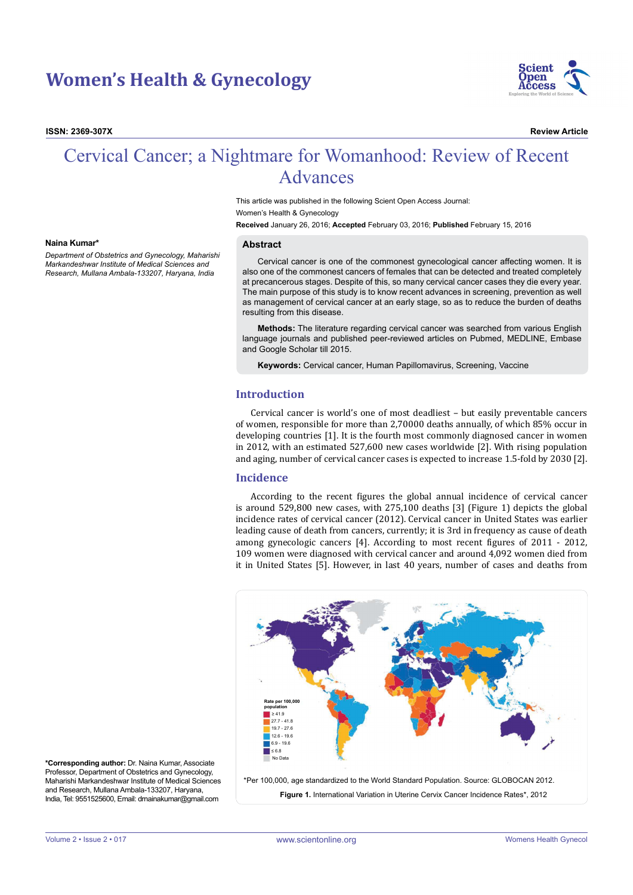# Women's Health & Gynecology

**ISSN: 2369-307X** **Review Article**

# Cervical Cancer; a Nightmare for Womanhood: Review of Recent Advances

This article was published in the following Scient Open Access Journal:
Women's Health & Gynecology
**Received** January 26, 2016; **Accepted** February 03, 2016; **Published** February 15, 2016

**Naina Kumar***

*Department of Obstetrics and Gynecology, Maharishi Markandeshwar Institute of Medical Sciences and Research, Mullana Ambala-133207, Haryana, India*

## Abstract

Cervical cancer is one of the commonest gynecological cancer affecting women. It is also one of the commonest cancers of females that can be detected and treated completely at precancerous stages. Despite of this, so many cervical cancer cases they die every year. The main purpose of this study is to know recent advances in screening, prevention as well as management of cervical cancer at an early stage, so as to reduce the burden of deaths resulting from this disease.

**Methods:** The literature regarding cervical cancer was searched from various English language journals and published peer-reviewed articles on Pubmed, MEDLINE, Embase and Google Scholar till 2015.

**Keywords:** Cervical cancer, Human Papillomavirus, Screening, Vaccine

## Introduction

Cervical cancer is world's one of most deadliest – but easily preventable cancers of women, responsible for more than 2,70000 deaths annually, of which 85% occur in developing countries [1]. It is the fourth most commonly diagnosed cancer in women in 2012, with an estimated 527,600 new cases worldwide [2]. With rising population and aging, number of cervical cancer cases is expected to increase 1.5-fold by 2030 [2].

## Incidence

According to the recent figures the global annual incidence of cervical cancer is around 529,800 new cases, with 275,100 deaths [3] (Figure 1) depicts the global incidence rates of cervical cancer (2012). Cervical cancer in United States was earlier leading cause of death from cancers, currently; it is 3rd in frequency as cause of death among gynecologic cancers [4]. According to most recent figures of 2011 - 2012, 109 women were diagnosed with cervical cancer and around 4,092 women died from it in United States [5]. However, in last 40 years, number of cases and deaths from

Rate per 100,000 population
- ≥ 41.9
- 27.7 - 41.8
- 19.7 - 27.6
- 12.6 - 19.6
- 6.9 - 19.6
- ≤ 6.8
- No Data

*Per 100,000, age standardized to the World Standard Population. Source: GLOBOCAN 2012.

**Figure 1.** International Variation in Uterine Cervix Cancer Incidence Rates*, 2012

**\*Corresponding author:** Dr. Naina Kumar, Associate Professor, Department of Obstetrics and Gynecology, Maharishi Markandeshwar Institute of Medical Sciences and Research, Mullana Ambala-133207, Haryana, India, Tel: 9551525600, Email: dmainakumar@gmail.com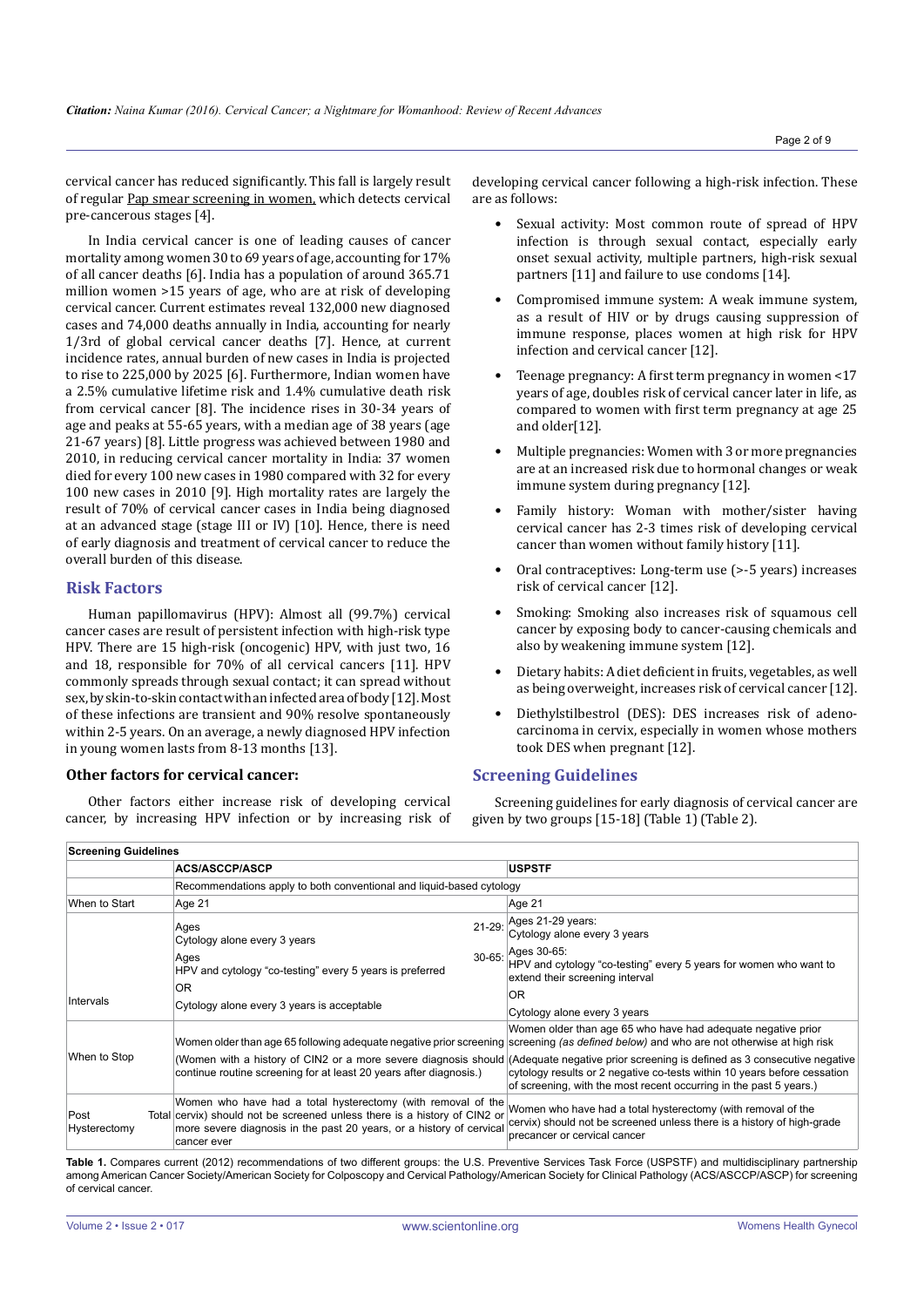cervical cancer has reduced significantly. This fall is largely result of regular Pap smear screening in women, which detects cervical pre-cancerous stages [4].

In India cervical cancer is one of leading causes of cancer mortality among women 30 to 69 years of age, accounting for 17% of all cancer deaths [6]. India has a population of around 365.71 million women >15 years of age, who are at risk of developing cervical cancer. Current estimates reveal 132,000 new diagnosed cases and 74,000 deaths annually in India, accounting for nearly 1/3rd of global cervical cancer deaths [7]. Hence, at current incidence rates, annual burden of new cases in India is projected to rise to 225,000 by 2025 [6]. Furthermore, Indian women have a 2.5% cumulative lifetime risk and 1.4% cumulative death risk from cervical cancer [8]. The incidence rises in 30-34 years of age and peaks at 55-65 years, with a median age of 38 years (age 21-67 years) [8]. Little progress was achieved between 1980 and 2010, in reducing cervical cancer mortality in India: 37 women died for every 100 new cases in 1980 compared with 32 for every 100 new cases in 2010 [9]. High mortality rates are largely the result of 70% of cervical cancer cases in India being diagnosed at an advanced stage (stage III or IV) [10]. Hence, there is need of early diagnosis and treatment of cervical cancer to reduce the overall burden of this disease.

## Risk Factors

Human papillomavirus (HPV): Almost all (99.7%) cervical cancer cases are result of persistent infection with high-risk type HPV. There are 15 high-risk (oncogenic) HPV, with just two, 16 and 18, responsible for 70% of all cervical cancers [11]. HPV commonly spreads through sexual contact; it can spread without sex, by skin-to-skin contact with an infected area of body [12]. Most of these infections are transient and 90% resolve spontaneously within 2-5 years. On an average, a newly diagnosed HPV infection in young women lasts from 8-13 months [13].

### Other factors for cervical cancer:

Other factors either increase risk of developing cervical cancer, by increasing HPV infection or by increasing risk of developing cervical cancer following a high-risk infection. These are as follows:

- Sexual activity: Most common route of spread of HPV infection is through sexual contact, especially early onset sexual activity, multiple partners, high-risk sexual partners [11] and failure to use condoms [14].
- Compromised immune system: A weak immune system, as a result of HIV or by drugs causing suppression of immune response, places women at high risk for HPV infection and cervical cancer [12].
- Teenage pregnancy: A first term pregnancy in women <17 years of age, doubles risk of cervical cancer later in life, as compared to women with first term pregnancy at age 25 and older[12].
- Multiple pregnancies: Women with 3 or more pregnancies are at an increased risk due to hormonal changes or weak immune system during pregnancy [12].
- Family history: Woman with mother/sister having cervical cancer has 2-3 times risk of developing cervical cancer than women without family history [11].
- Oral contraceptives: Long-term use (>-5 years) increases risk of cervical cancer [12].
- Smoking: Smoking also increases risk of squamous cell cancer by exposing body to cancer-causing chemicals and also by weakening immune system [12].
- Dietary habits: A diet deficient in fruits, vegetables, as well as being overweight, increases risk of cervical cancer [12].
- Diethylstilbestrol (DES): DES increases risk of adenocarcinoma in cervix, especially in women whose mothers took DES when pregnant [12].

## Screening Guidelines

Screening guidelines for early diagnosis of cervical cancer are given by two groups [15-18] (Table 1) (Table 2).

| Screening Guidelines | | |
|---|---|---|
| | ACS/ASCCP/ASCP | USPSTF |
| | Recommendations apply to both conventional and liquid-based cytology | |
| When to Start | Age 21 | Age 21 |
| Intervals | Ages 21-29: Cytology alone every 3 years<br>Ages 30-65: HPV and cytology "co-testing" every 5 years is preferred<br>OR<br>Cytology alone every 3 years is acceptable | Ages 21-29 years: Cytology alone every 3 years<br>Ages 30-65: HPV and cytology "co-testing" every 5 years for women who want to extend their screening interval<br>OR<br>Cytology alone every 3 years |
| When to Stop | Women older than age 65 following adequate negative prior screening<br>(Women with a history of CIN2 or a more severe diagnosis should continue routine screening for at least 20 years after diagnosis.) | Women older than age 65 who have had adequate negative prior screening *(as defined below)* and who are not otherwise at high risk<br>(Adequate negative prior screening is defined as 3 consecutive negative cytology results or 2 negative co-tests within 10 years before cessation of screening, with the most recent occurring in the past 5 years.) |
| Post Total Hysterectomy | Women who have had a total hysterectomy (with removal of the cervix) should not be screened unless there is a history of CIN2 or more severe diagnosis in the past 20 years, or a history of cervical cancer ever | Women who have had a total hysterectomy (with removal of the cervix) should not be screened unless there is a history of high-grade precancer or cervical cancer |

**Table 1.** Compares current (2012) recommendations of two different groups: the U.S. Preventive Services Task Force (USPSTF) and multidisciplinary partnership among American Cancer Society/American Society for Colposcopy and Cervical Pathology/American Society for Clinical Pathology (ACS/ASCCP/ASCP) for screening of cervical cancer.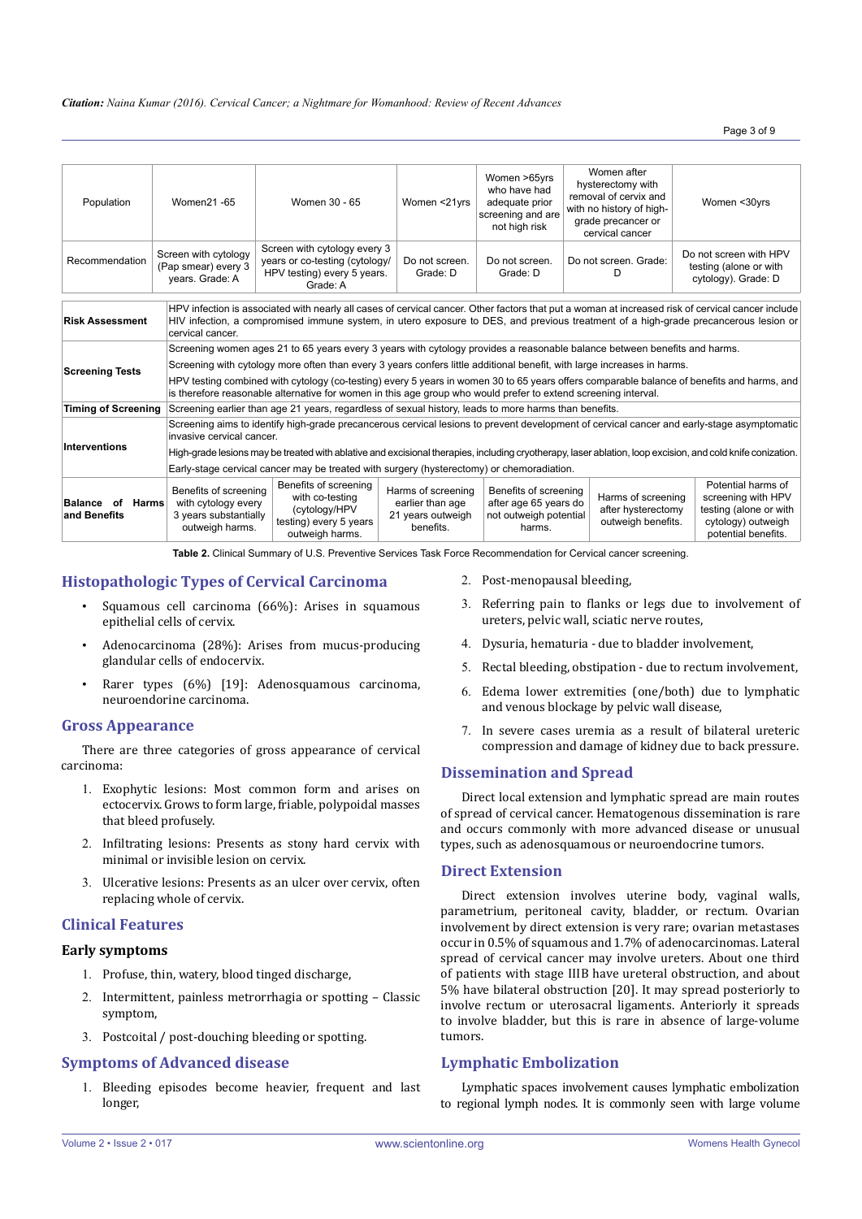| Population | Women21 -65 | Women 30 - 65 | Women <21yrs | Women >65yrs who have had adequate prior screening and are not high risk | Women after hysterectomy with removal of cervix and with no history of high-grade precancer or cervical cancer | Women <30yrs |
|---|---|---|---|---|---|---|
| Recommendation | Screen with cytology (Pap smear) every 3 years. Grade: A | Screen with cytology every 3 years or co-testing (cytology/ HPV testing) every 5 years. Grade: A | Do not screen. Grade: D | Do not screen. Grade: D | Do not screen. Grade: D | Do not screen with HPV testing (alone or with cytology). Grade: D |

| | |
|---|---|
| **Risk Assessment** | HPV infection is associated with nearly all cases of cervical cancer. Other factors that put a woman at increased risk of cervical cancer include HIV infection, a compromised immune system, in utero exposure to DES, and previous treatment of a high-grade precancerous lesion or cervical cancer. |
| **Screening Tests** | Screening women ages 21 to 65 years every 3 years with cytology provides a reasonable balance between benefits and harms. |
| | Screening with cytology more often than every 3 years confers little additional benefit, with large increases in harms. |
| | HPV testing combined with cytology (co-testing) every 5 years in women 30 to 65 years offers comparable balance of benefits and harms, and is therefore reasonable alternative for women in this age group who would prefer to extend screening interval. |
| **Timing of Screening** | Screening earlier than age 21 years, regardless of sexual history, leads to more harms than benefits. |
| **Interventions** | Screening aims to identify high-grade precancerous cervical lesions to prevent development of cervical cancer and early-stage asymptomatic invasive cervical cancer. |
| | High-grade lesions may be treated with ablative and excisional therapies, including cryotherapy, laser ablation, loop excision, and cold knife conization. |
| | Early-stage cervical cancer may be treated with surgery (hysterectomy) or chemoradiation. |

| **Balance of Harms and Benefits** | Benefits of screening with cytology every 3 years substantially outweigh harms. | Benefits of screening with co-testing (cytology/HPV testing) every 5 years outweigh harms. | Harms of screening earlier than age 21 years outweigh benefits. | Benefits of screening after age 65 years do not outweigh potential harms. | Harms of screening after hysterectomy outweigh benefits. | Potential harms of screening with HPV testing (alone or with cytology) outweigh potential benefits. |
|---|---|---|---|---|---|---|

**Table 2.** Clinical Summary of U.S. Preventive Services Task Force Recommendation for Cervical cancer screening.

## Histopathologic Types of Cervical Carcinoma

- Squamous cell carcinoma (66%): Arises in squamous epithelial cells of cervix.
- Adenocarcinoma (28%): Arises from mucus-producing glandular cells of endocervix.
- Rarer types (6%) [19]: Adenosquamous carcinoma, neuroendorine carcinoma.

## Gross Appearance

There are three categories of gross appearance of cervical carcinoma:

1. Exophytic lesions: Most common form and arises on ectocervix. Grows to form large, friable, polypoidal masses that bleed profusely.
2. Infiltrating lesions: Presents as stony hard cervix with minimal or invisible lesion on cervix.
3. Ulcerative lesions: Presents as an ulcer over cervix, often replacing whole of cervix.

## Clinical Features

### Early symptoms

1. Profuse, thin, watery, blood tinged discharge,
2. Intermittent, painless metrorrhagia or spotting – Classic symptom,
3. Postcoital / post-douching bleeding or spotting.

## Symptoms of Advanced disease

1. Bleeding episodes become heavier, frequent and last longer,
2. Post-menopausal bleeding,
3. Referring pain to flanks or legs due to involvement of ureters, pelvic wall, sciatic nerve routes,
4. Dysuria, hematuria - due to bladder involvement,
5. Rectal bleeding, obstipation - due to rectum involvement,
6. Edema lower extremities (one/both) due to lymphatic and venous blockage by pelvic wall disease,
7. In severe cases uremia as a result of bilateral ureteric compression and damage of kidney due to back pressure.

## Dissemination and Spread

Direct local extension and lymphatic spread are main routes of spread of cervical cancer. Hematogenous dissemination is rare and occurs commonly with more advanced disease or unusual types, such as adenosquamous or neuroendocrine tumors.

## Direct Extension

Direct extension involves uterine body, vaginal walls, parametrium, peritoneal cavity, bladder, or rectum. Ovarian involvement by direct extension is very rare; ovarian metastases occur in 0.5% of squamous and 1.7% of adenocarcinomas. Lateral spread of cervical cancer may involve ureters. About one third of patients with stage IIIB have ureteral obstruction, and about 5% have bilateral obstruction [20]. It may spread posteriorly to involve rectum or uterosacral ligaments. Anteriorly it spreads to involve bladder, but this is rare in absence of large-volume tumors.

## Lymphatic Embolization

Lymphatic spaces involvement causes lymphatic embolization to regional lymph nodes. It is commonly seen with large volume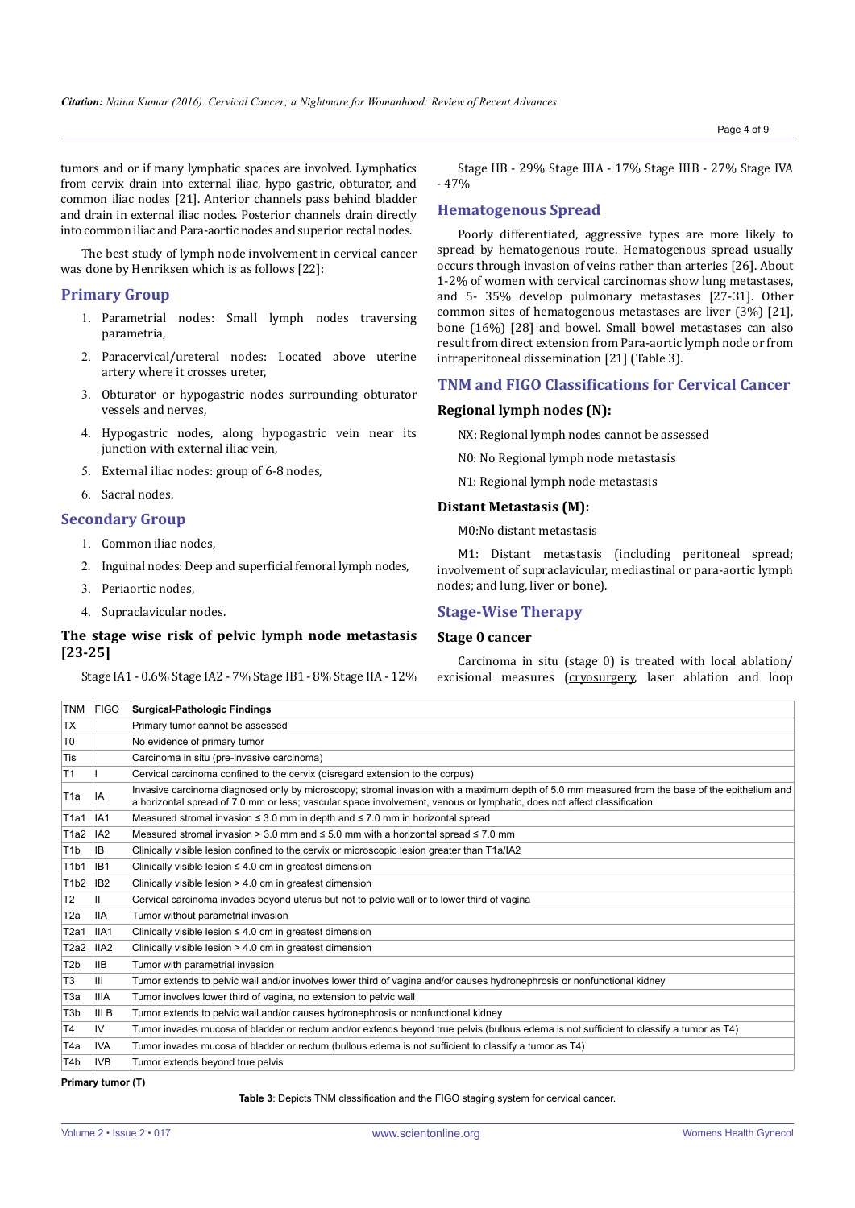tumors and or if many lymphatic spaces are involved. Lymphatics from cervix drain into external iliac, hypo gastric, obturator, and common iliac nodes [21]. Anterior channels pass behind bladder and drain in external iliac nodes. Posterior channels drain directly into common iliac and Para-aortic nodes and superior rectal nodes.

The best study of lymph node involvement in cervical cancer was done by Henriksen which is as follows [22]:

## Primary Group

1. Parametrial nodes: Small lymph nodes traversing parametria,
2. Paracervical/ureteral nodes: Located above uterine artery where it crosses ureter,
3. Obturator or hypogastric nodes surrounding obturator vessels and nerves,
4. Hypogastric nodes, along hypogastric vein near its junction with external iliac vein,
5. External iliac nodes: group of 6-8 nodes,
6. Sacral nodes.

## Secondary Group

1. Common iliac nodes,
2. Inguinal nodes: Deep and superficial femoral lymph nodes,
3. Periaortic nodes,
4. Supraclavicular nodes.

### The stage wise risk of pelvic lymph node metastasis [23-25]

Stage IA1 - 0.6% Stage IA2 - 7% Stage IB1 - 8% Stage IIA - 12% Stage IIB - 29% Stage IIIA - 17% Stage IIIB - 27% Stage IVA - 47%

## Hematogenous Spread

Poorly differentiated, aggressive types are more likely to spread by hematogenous route. Hematogenous spread usually occurs through invasion of veins rather than arteries [26]. About 1-2% of women with cervical carcinomas show lung metastases, and 5- 35% develop pulmonary metastases [27-31]. Other common sites of hematogenous metastases are liver (3%) [21], bone (16%) [28] and bowel. Small bowel metastases can also result from direct extension from Para-aortic lymph node or from intraperitoneal dissemination [21] (Table 3).

## TNM and FIGO Classifications for Cervical Cancer

### Regional lymph nodes (N):

NX: Regional lymph nodes cannot be assessed

N0: No Regional lymph node metastasis

N1: Regional lymph node metastasis

### Distant Metastasis (M):

M0:No distant metastasis

M1: Distant metastasis (including peritoneal spread; involvement of supraclavicular, mediastinal or para-aortic lymph nodes; and lung, liver or bone).

## Stage-Wise Therapy

### Stage 0 cancer

Carcinoma in situ (stage 0) is treated with local ablation/ excisional measures (cryosurgery, laser ablation and loop

| TNM | FIGO | Surgical-Pathologic Findings |
|---|---|---|
| TX | | Primary tumor cannot be assessed |
| T0 | | No evidence of primary tumor |
| Tis | | Carcinoma in situ (pre-invasive carcinoma) |
| T1 | I | Cervical carcinoma confined to the cervix (disregard extension to the corpus) |
| T1a | IA | Invasive carcinoma diagnosed only by microscopy; stromal invasion with a maximum depth of 5.0 mm measured from the base of the epithelium and a horizontal spread of 7.0 mm or less; vascular space involvement, venous or lymphatic, does not affect classification |
| T1a1 | IA1 | Measured stromal invasion ≤ 3.0 mm in depth and ≤ 7.0 mm in horizontal spread |
| T1a2 | IA2 | Measured stromal invasion > 3.0 mm and ≤ 5.0 mm with a horizontal spread ≤ 7.0 mm |
| T1b | IB | Clinically visible lesion confined to the cervix or microscopic lesion greater than T1a/IA2 |
| T1b1 | IB1 | Clinically visible lesion ≤ 4.0 cm in greatest dimension |
| T1b2 | IB2 | Clinically visible lesion > 4.0 cm in greatest dimension |
| T2 | II | Cervical carcinoma invades beyond uterus but not to pelvic wall or to lower third of vagina |
| T2a | IIA | Tumor without parametrial invasion |
| T2a1 | IIA1 | Clinically visible lesion ≤ 4.0 cm in greatest dimension |
| T2a2 | IIA2 | Clinically visible lesion > 4.0 cm in greatest dimension |
| T2b | IIB | Tumor with parametrial invasion |
| T3 | III | Tumor extends to pelvic wall and/or involves lower third of vagina and/or causes hydronephrosis or nonfunctional kidney |
| T3a | IIIA | Tumor involves lower third of vagina, no extension to pelvic wall |
| T3b | III B | Tumor extends to pelvic wall and/or causes hydronephrosis or nonfunctional kidney |
| T4 | IV | Tumor invades mucosa of bladder or rectum and/or extends beyond true pelvis (bullous edema is not sufficient to classify a tumor as T4) |
| T4a | IVA | Tumor invades mucosa of bladder or rectum (bullous edema is not sufficient to classify a tumor as T4) |
| T4b | IVB | Tumor extends beyond true pelvis |

**Primary tumor (T)**

**Table 3**: Depicts TNM classification and the FIGO staging system for cervical cancer.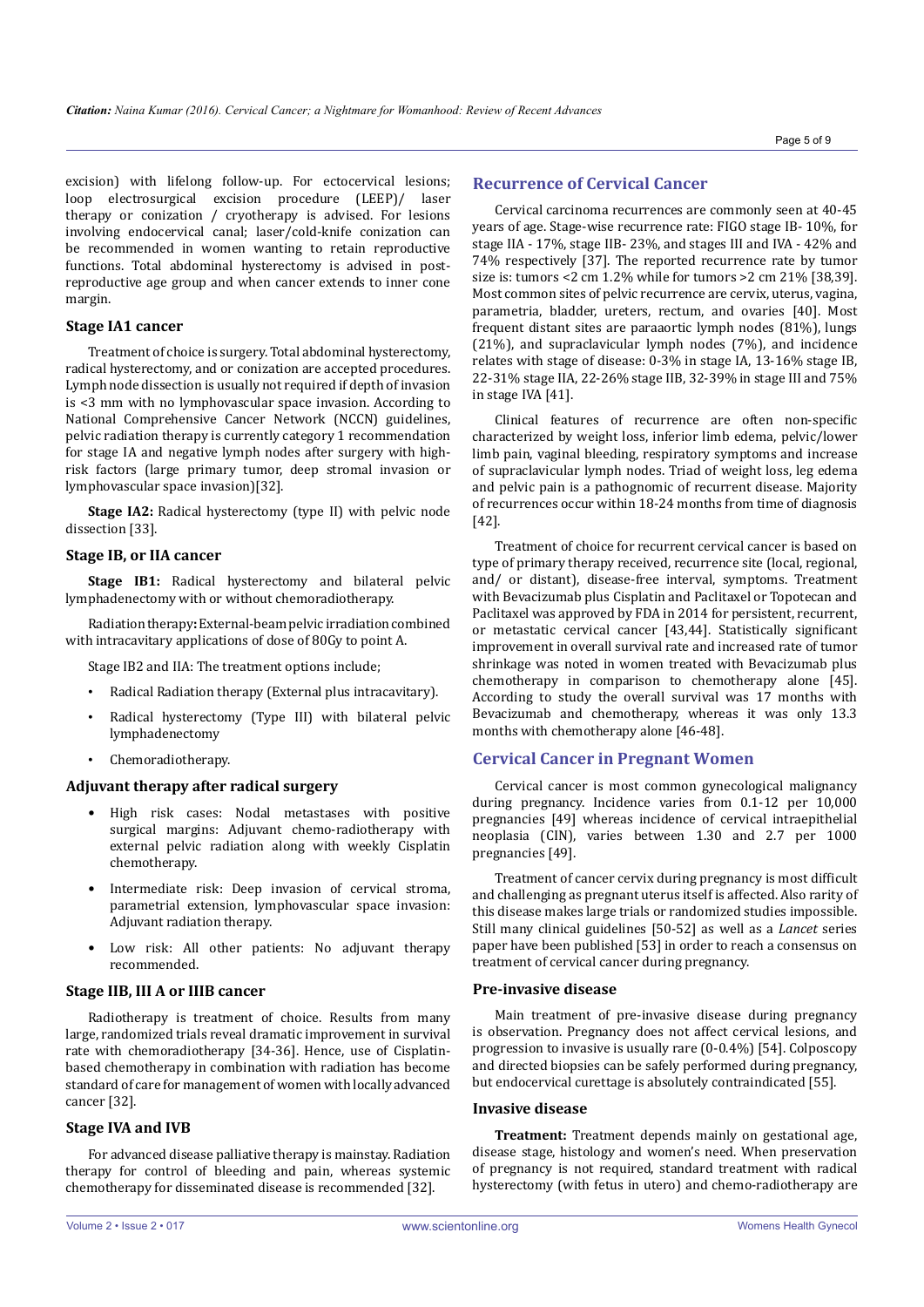excision) with lifelong follow-up. For ectocervical lesions; loop electrosurgical excision procedure (LEEP)/ laser therapy or conization / cryotherapy is advised. For lesions involving endocervical canal; laser/cold-knife conization can be recommended in women wanting to retain reproductive functions. Total abdominal hysterectomy is advised in post-reproductive age group and when cancer extends to inner cone margin.

### Stage IA1 cancer

Treatment of choice is surgery. Total abdominal hysterectomy, radical hysterectomy, and or conization are accepted procedures. Lymph node dissection is usually not required if depth of invasion is <3 mm with no lymphovascular space invasion. According to National Comprehensive Cancer Network (NCCN) guidelines, pelvic radiation therapy is currently category 1 recommendation for stage IA and negative lymph nodes after surgery with high-risk factors (large primary tumor, deep stromal invasion or lymphovascular space invasion)[32].

**Stage IA2:** Radical hysterectomy (type II) with pelvic node dissection [33].

### Stage IB, or IIA cancer

**Stage IB1:** Radical hysterectomy and bilateral pelvic lymphadenectomy with or without chemoradiotherapy.

Radiation therapy**:** External-beam pelvic irradiation combined with intracavitary applications of dose of 80Gy to point A.

Stage IB2 and IIA: The treatment options include;

- Radical Radiation therapy (External plus intracavitary).
- Radical hysterectomy (Type III) with bilateral pelvic lymphadenectomy
- Chemoradiotherapy.

### Adjuvant therapy after radical surgery

- High risk cases: Nodal metastases with positive surgical margins: Adjuvant chemo-radiotherapy with external pelvic radiation along with weekly Cisplatin chemotherapy.
- Intermediate risk: Deep invasion of cervical stroma, parametrial extension, lymphovascular space invasion: Adjuvant radiation therapy.
- Low risk: All other patients: No adjuvant therapy recommended.

### Stage IIB, III A or IIIB cancer

Radiotherapy is treatment of choice. Results from many large, randomized trials reveal dramatic improvement in survival rate with chemoradiotherapy [34-36]. Hence, use of Cisplatin-based chemotherapy in combination with radiation has become standard of care for management of women with locally advanced cancer [32].

### Stage IVA and IVB

For advanced disease palliative therapy is mainstay. Radiation therapy for control of bleeding and pain, whereas systemic chemotherapy for disseminated disease is recommended [32].

## Recurrence of Cervical Cancer

Cervical carcinoma recurrences are commonly seen at 40-45 years of age. Stage-wise recurrence rate: FIGO stage IB- 10%, for stage IIA - 17%, stage IIB- 23%, and stages III and IVA - 42% and 74% respectively [37]. The reported recurrence rate by tumor size is: tumors <2 cm 1.2% while for tumors >2 cm 21% [38,39]. Most common sites of pelvic recurrence are cervix, uterus, vagina, parametria, bladder, ureters, rectum, and ovaries [40]. Most frequent distant sites are paraaortic lymph nodes (81%), lungs (21%), and supraclavicular lymph nodes (7%), and incidence relates with stage of disease: 0-3% in stage IA, 13-16% stage IB, 22-31% stage IIA, 22-26% stage IIB, 32-39% in stage III and 75% in stage IVA [41].

Clinical features of recurrence are often non-specific characterized by weight loss, inferior limb edema, pelvic/lower limb pain, vaginal bleeding, respiratory symptoms and increase of supraclavicular lymph nodes. Triad of weight loss, leg edema and pelvic pain is a pathognomic of recurrent disease. Majority of recurrences occur within 18-24 months from time of diagnosis [42].

Treatment of choice for recurrent cervical cancer is based on type of primary therapy received, recurrence site (local, regional, and/ or distant), disease-free interval, symptoms. Treatment with Bevacizumab plus Cisplatin and Paclitaxel or Topotecan and Paclitaxel was approved by FDA in 2014 for persistent, recurrent, or metastatic cervical cancer [43,44]. Statistically significant improvement in overall survival rate and increased rate of tumor shrinkage was noted in women treated with Bevacizumab plus chemotherapy in comparison to chemotherapy alone [45]. According to study the overall survival was 17 months with Bevacizumab and chemotherapy, whereas it was only 13.3 months with chemotherapy alone [46-48].

## Cervical Cancer in Pregnant Women

Cervical cancer is most common gynecological malignancy during pregnancy. Incidence varies from 0.1-12 per 10,000 pregnancies [49] whereas incidence of cervical intraepithelial neoplasia (CIN), varies between 1.30 and 2.7 per 1000 pregnancies [49].

Treatment of cancer cervix during pregnancy is most difficult and challenging as pregnant uterus itself is affected. Also rarity of this disease makes large trials or randomized studies impossible. Still many clinical guidelines [50-52] as well as a *Lancet* series paper have been published [53] in order to reach a consensus on treatment of cervical cancer during pregnancy.

### Pre-invasive disease

Main treatment of pre-invasive disease during pregnancy is observation. Pregnancy does not affect cervical lesions, and progression to invasive is usually rare (0-0.4%) [54]. Colposcopy and directed biopsies can be safely performed during pregnancy, but endocervical curettage is absolutely contraindicated [55].

### Invasive disease

**Treatment:** Treatment depends mainly on gestational age, disease stage, histology and women's need. When preservation of pregnancy is not required, standard treatment with radical hysterectomy (with fetus in utero) and chemo-radiotherapy are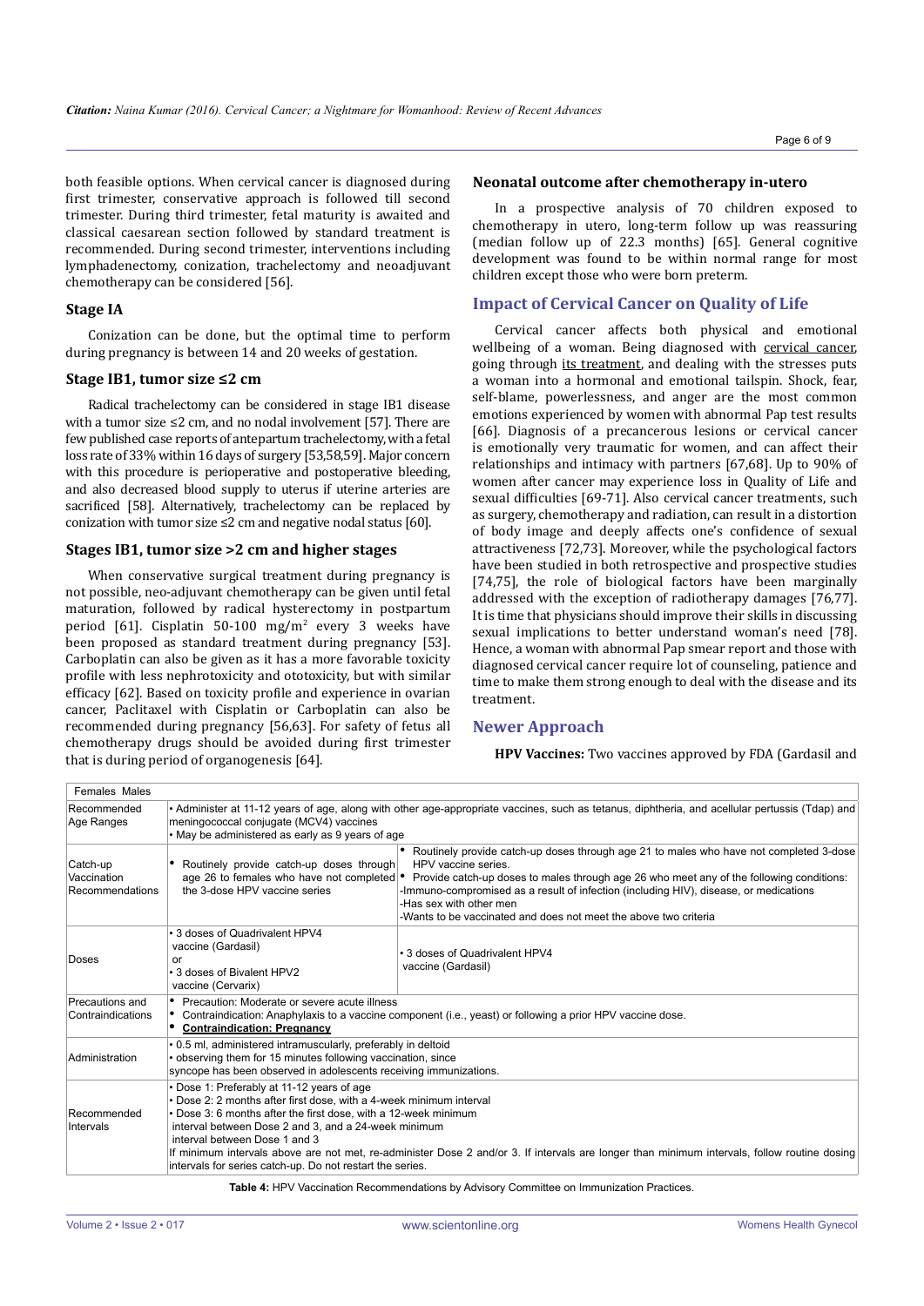both feasible options. When cervical cancer is diagnosed during first trimester, conservative approach is followed till second trimester. During third trimester, fetal maturity is awaited and classical caesarean section followed by standard treatment is recommended. During second trimester, interventions including lymphadenectomy, conization, trachelectomy and neoadjuvant chemotherapy can be considered [56].

### Stage IA

Conization can be done, but the optimal time to perform during pregnancy is between 14 and 20 weeks of gestation.

### Stage IB1, tumor size ≤2 cm

Radical trachelectomy can be considered in stage IB1 disease with a tumor size ≤2 cm, and no nodal involvement [57]. There are few published case reports of antepartum trachelectomy, with a fetal loss rate of 33% within 16 days of surgery [53,58,59]. Major concern with this procedure is perioperative and postoperative bleeding, and also decreased blood supply to uterus if uterine arteries are sacrificed [58]. Alternatively, trachelectomy can be replaced by conization with tumor size ≤2 cm and negative nodal status [60].

### Stages IB1, tumor size >2 cm and higher stages

When conservative surgical treatment during pregnancy is not possible, neo-adjuvant chemotherapy can be given until fetal maturation, followed by radical hysterectomy in postpartum period [61]. Cisplatin 50-100 $mg/m^2$ every 3 weeks have been proposed as standard treatment during pregnancy [53]. Carboplatin can also be given as it has a more favorable toxicity profile with less nephrotoxicity and ototoxicity, but with similar efficacy [62]. Based on toxicity profile and experience in ovarian cancer, Paclitaxel with Cisplatin or Carboplatin can also be recommended during pregnancy [56,63]. For safety of fetus all chemotherapy drugs should be avoided during first trimester that is during period of organogenesis [64].

### Neonatal outcome after chemotherapy in-utero

In a prospective analysis of 70 children exposed to chemotherapy in utero, long-term follow up was reassuring (median follow up of 22.3 months) [65]. General cognitive development was found to be within normal range for most children except those who were born preterm.

## Impact of Cervical Cancer on Quality of Life

Cervical cancer affects both physical and emotional wellbeing of a woman. Being diagnosed with cervical cancer, going through its treatment, and dealing with the stresses puts a woman into a hormonal and emotional tailspin. Shock, fear, self-blame, powerlessness, and anger are the most common emotions experienced by women with abnormal Pap test results [66]. Diagnosis of a precancerous lesions or cervical cancer is emotionally very traumatic for women, and can affect their relationships and intimacy with partners [67,68]. Up to 90% of women after cancer may experience loss in Quality of Life and sexual difficulties [69-71]. Also cervical cancer treatments, such as surgery, chemotherapy and radiation, can result in a distortion of body image and deeply affects one's confidence of sexual attractiveness [72,73]. Moreover, while the psychological factors have been studied in both retrospective and prospective studies [74,75], the role of biological factors have been marginally addressed with the exception of radiotherapy damages [76,77]. It is time that physicians should improve their skills in discussing sexual implications to better understand woman's need [78]. Hence, a woman with abnormal Pap smear report and those with diagnosed cervical cancer require lot of counseling, patience and time to make them strong enough to deal with the disease and its treatment.

## Newer Approach

**HPV Vaccines:** Two vaccines approved by FDA (Gardasil and

| | Females | Males |
|---|---|---|
| Recommended Age Ranges | • Administer at 11-12 years of age, along with other age-appropriate vaccines, such as tetanus, diphtheria, and acellular pertussis (Tdap) and meningococcal conjugate (MCV4) vaccines<br>• May be administered as early as 9 years of age | |
| Catch-up Vaccination Recommendations | • Routinely provide catch-up doses through age 26 to females who have not completed the 3-dose HPV vaccine series | • Routinely provide catch-up doses through age 21 to males who have not completed 3-dose HPV vaccine series.<br>• Provide catch-up doses to males through age 26 who meet any of the following conditions:<br>-Immuno-compromised as a result of infection (including HIV), disease, or medications<br>-Has sex with other men<br>-Wants to be vaccinated and does not meet the above two criteria |
| Doses | • 3 doses of Quadrivalent HPV4 vaccine (Gardasil)<br>or<br>• 3 doses of Bivalent HPV2 vaccine (Cervarix) | • 3 doses of Quadrivalent HPV4 vaccine (Gardasil) |
| Precautions and Contraindications | • Precaution: Moderate or severe acute illness<br>• Contraindication: Anaphylaxis to a vaccine component (i.e., yeast) or following a prior HPV vaccine dose.<br>• **Contraindication: Pregnancy** | |
| Administration | • 0.5 ml, administered intramuscularly, preferably in deltoid<br>• observing them for 15 minutes following vaccination, since syncope has been observed in adolescents receiving immunizations. | |
| Recommended Intervals | • Dose 1: Preferably at 11-12 years of age<br>• Dose 2: 2 months after first dose, with a 4-week minimum interval<br>• Dose 3: 6 months after the first dose, with a 12-week minimum interval between Dose 2 and 3, and a 24-week minimum interval between Dose 1 and 3<br>If minimum intervals above are not met, re-administer Dose 2 and/or 3. If intervals are longer than minimum intervals, follow routine dosing intervals for series catch-up. Do not restart the series. | |

**Table 4:** HPV Vaccination Recommendations by Advisory Committee on Immunization Practices.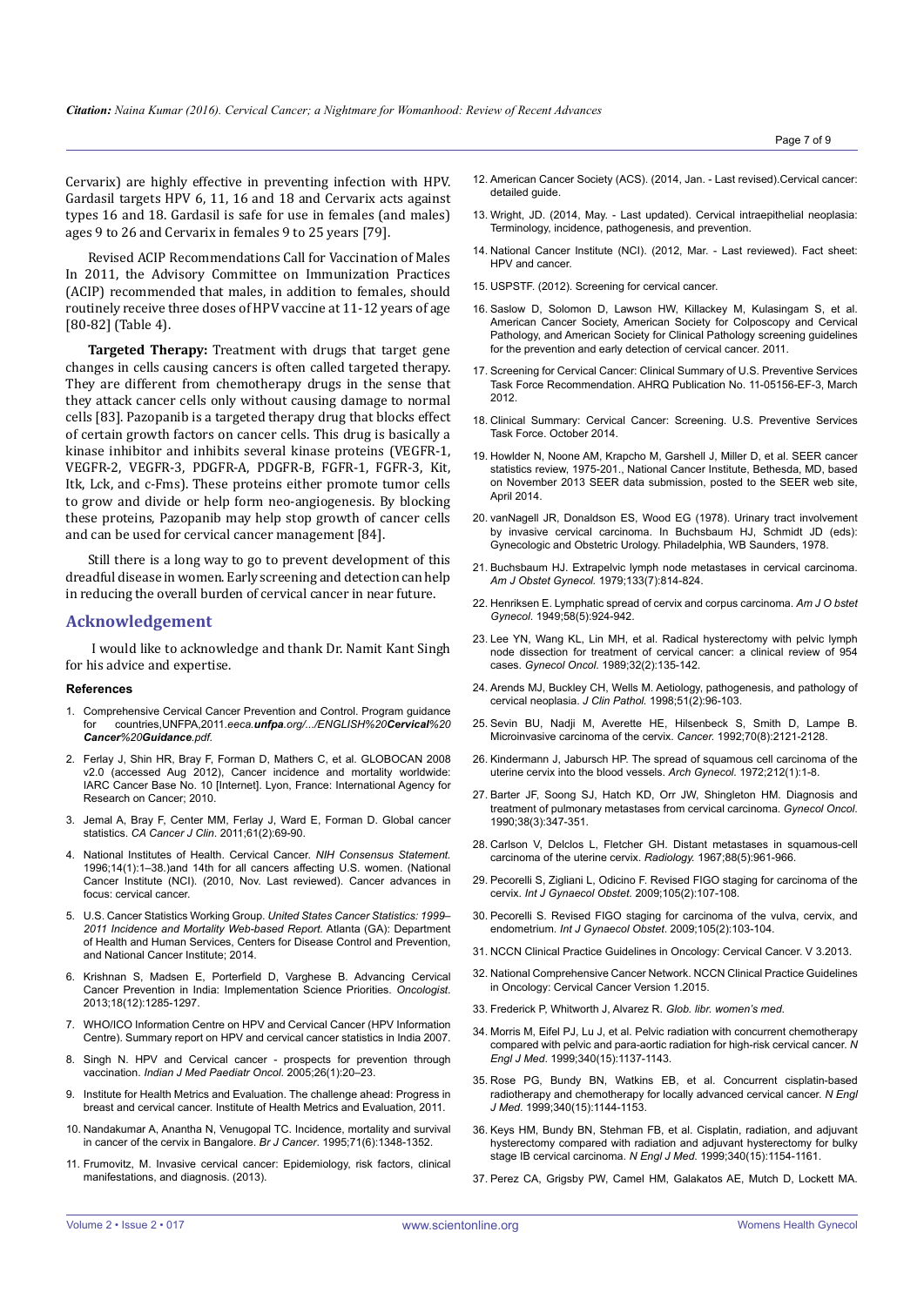Cervarix) are highly effective in preventing infection with HPV. Gardasil targets HPV 6, 11, 16 and 18 and Cervarix acts against types 16 and 18. Gardasil is safe for use in females (and males) ages 9 to 26 and Cervarix in females 9 to 25 years [79].

Revised ACIP Recommendations Call for Vaccination of Males In 2011, the Advisory Committee on Immunization Practices (ACIP) recommended that males, in addition to females, should routinely receive three doses of HPV vaccine at 11-12 years of age [80-82] (Table 4).

**Targeted Therapy:** Treatment with drugs that target gene changes in cells causing cancers is often called targeted therapy. They are different from chemotherapy drugs in the sense that they attack cancer cells only without causing damage to normal cells [83]. Pazopanib is a targeted therapy drug that blocks effect of certain growth factors on cancer cells. This drug is basically a kinase inhibitor and inhibits several kinase proteins (VEGFR-1, VEGFR-2, VEGFR-3, PDGFR-A, PDGFR-B, FGFR-1, FGFR-3, Kit, Itk, Lck, and c-Fms). These proteins either promote tumor cells to grow and divide or help form neo-angiogenesis. By blocking these proteins, Pazopanib may help stop growth of cancer cells and can be used for cervical cancer management [84].

Still there is a long way to go to prevent development of this dreadful disease in women. Early screening and detection can help in reducing the overall burden of cervical cancer in near future.

## Acknowledgement

I would like to acknowledge and thank Dr. Namit Kant Singh for his advice and expertise.

### References

1. Comprehensive Cervical Cancer Prevention and Control. Program guidance for countries,UNFPA,2011.*eeca.**unfpa**.org/.../ENGLISH%20**Cervical**%20**Cancer**%20**Guidance**.pdf.*
2. Ferlay J, Shin HR, Bray F, Forman D, Mathers C, et al. GLOBOCAN 2008 v2.0 (accessed Aug 2012), Cancer incidence and mortality worldwide: IARC Cancer Base No. 10 [Internet]. Lyon, France: International Agency for Research on Cancer; 2010.
3. Jemal A, Bray F, Center MM, Ferlay J, Ward E, Forman D. Global cancer statistics. *CA Cancer J Clin*. 2011;61(2):69-90.
4. National Institutes of Health. Cervical Cancer. *NIH Consensus Statement.* 1996;14(1):1–38.)and 14th for all cancers affecting U.S. women. (National Cancer Institute (NCI). (2010, Nov. Last reviewed). Cancer advances in focus: cervical cancer.
5. U.S. Cancer Statistics Working Group. *United States Cancer Statistics: 1999–2011 Incidence and Mortality Web-based Report.* Atlanta (GA): Department of Health and Human Services, Centers for Disease Control and Prevention, and National Cancer Institute; 2014.
6. Krishnan S, Madsen E, Porterfield D, Varghese B. Advancing Cervical Cancer Prevention in India: Implementation Science Priorities. *Oncologist*. 2013;18(12):1285-1297.
7. WHO/ICO Information Centre on HPV and Cervical Cancer (HPV Information Centre). Summary report on HPV and cervical cancer statistics in India 2007.
8. Singh N. HPV and Cervical cancer - prospects for prevention through vaccination. *Indian J Med Paediatr Oncol*. 2005;26(1):20–23.
9. Institute for Health Metrics and Evaluation. The challenge ahead: Progress in breast and cervical cancer. Institute of Health Metrics and Evaluation, 2011.
10. Nandakumar A, Anantha N, Venugopal TC. Incidence, mortality and survival in cancer of the cervix in Bangalore. *Br J Cancer*. 1995;71(6):1348-1352.
11. Frumovitz, M. Invasive cervical cancer: Epidemiology, risk factors, clinical manifestations, and diagnosis. (2013).
12. American Cancer Society (ACS). (2014, Jan. - Last revised).Cervical cancer: detailed guide.
13. Wright, JD. (2014, May. - Last updated). Cervical intraepithelial neoplasia: Terminology, incidence, pathogenesis, and prevention.
14. National Cancer Institute (NCI). (2012, Mar. - Last reviewed). Fact sheet: HPV and cancer.
15. USPSTF. (2012). Screening for cervical cancer.
16. Saslow D, Solomon D, Lawson HW, Killackey M, Kulasingam S, et al. American Cancer Society, American Society for Colposcopy and Cervical Pathology, and American Society for Clinical Pathology screening guidelines for the prevention and early detection of cervical cancer. 2011.
17. Screening for Cervical Cancer: Clinical Summary of U.S. Preventive Services Task Force Recommendation. AHRQ Publication No. 11-05156-EF-3, March 2012.
18. Clinical Summary: Cervical Cancer: Screening. U.S. Preventive Services Task Force. October 2014.
19. Howlder N, Noone AM, Krapcho M, Garshell J, Miller D, et al. SEER cancer statistics review, 1975-201., National Cancer Institute, Bethesda, MD, based on November 2013 SEER data submission, posted to the SEER web site, April 2014.
20. vanNagell JR, Donaldson ES, Wood EG (1978). Urinary tract involvement by invasive cervical carcinoma. In Buchsbaum HJ, Schmidt JD (eds): Gynecologic and Obstetric Urology. Philadelphia, WB Saunders, 1978.
21. Buchsbaum HJ. Extrapelvic lymph node metastases in cervical carcinoma. *Am J Obstet Gynecol*. 1979;133(7):814-824.
22. Henriksen E. Lymphatic spread of cervix and corpus carcinoma. *Am J O bstet Gynecol*. 1949;58(5):924-942.
23. Lee YN, Wang KL, Lin MH, et al. Radical hysterectomy with pelvic lymph node dissection for treatment of cervical cancer: a clinical review of 954 cases. *Gynecol Oncol*. 1989;32(2):135-142.
24. Arends MJ, Buckley CH, Wells M. Aetiology, pathogenesis, and pathology of cervical neoplasia. *J Clin Pathol.* 1998;51(2):96-103.
25. Sevin BU, Nadji M, Averette HE, Hilsenbeck S, Smith D, Lampe B. Microinvasive carcinoma of the cervix. *Cancer.* 1992;70(8):2121-2128.
26. Kindermann J, Jabursch HP. The spread of squamous cell carcinoma of the uterine cervix into the blood vessels. *Arch Gynecol*. 1972;212(1):1-8.
27. Barter JF, Soong SJ, Hatch KD, Orr JW, Shingleton HM. Diagnosis and treatment of pulmonary metastases from cervical carcinoma. *Gynecol Oncol*. 1990;38(3):347-351.
28. Carlson V, Delclos L, Fletcher GH. Distant metastases in squamous-cell carcinoma of the uterine cervix. *Radiology.* 1967;88(5):961-966.
29. Pecorelli S, Zigliani L, Odicino F. Revised FIGO staging for carcinoma of the cervix. *Int J Gynaecol Obstet.* 2009;105(2):107-108.
30. Pecorelli S. Revised FIGO staging for carcinoma of the vulva, cervix, and endometrium. *Int J Gynaecol Obstet*. 2009;105(2):103-104.
31. NCCN Clinical Practice Guidelines in Oncology: Cervical Cancer. V 3.2013.
32. National Comprehensive Cancer Network. NCCN Clinical Practice Guidelines in Oncology: Cervical Cancer Version 1.2015.
33. Frederick P, Whitworth J, Alvarez R. *Glob. libr. women's med.*
34. Morris M, Eifel PJ, Lu J, et al. Pelvic radiation with concurrent chemotherapy compared with pelvic and para-aortic radiation for high-risk cervical cancer. *N Engl J Med*. 1999;340(15):1137-1143.
35. Rose PG, Bundy BN, Watkins EB, et al. Concurrent cisplatin-based radiotherapy and chemotherapy for locally advanced cervical cancer. *N Engl J Med*. 1999;340(15):1144-1153.
36. Keys HM, Bundy BN, Stehman FB, et al. Cisplatin, radiation, and adjuvant hysterectomy compared with radiation and adjuvant hysterectomy for bulky stage IB cervical carcinoma. *N Engl J Med.* 1999;340(15):1154-1161.
37. Perez CA, Grigsby PW, Camel HM, Galakatos AE, Mutch D, Lockett MA.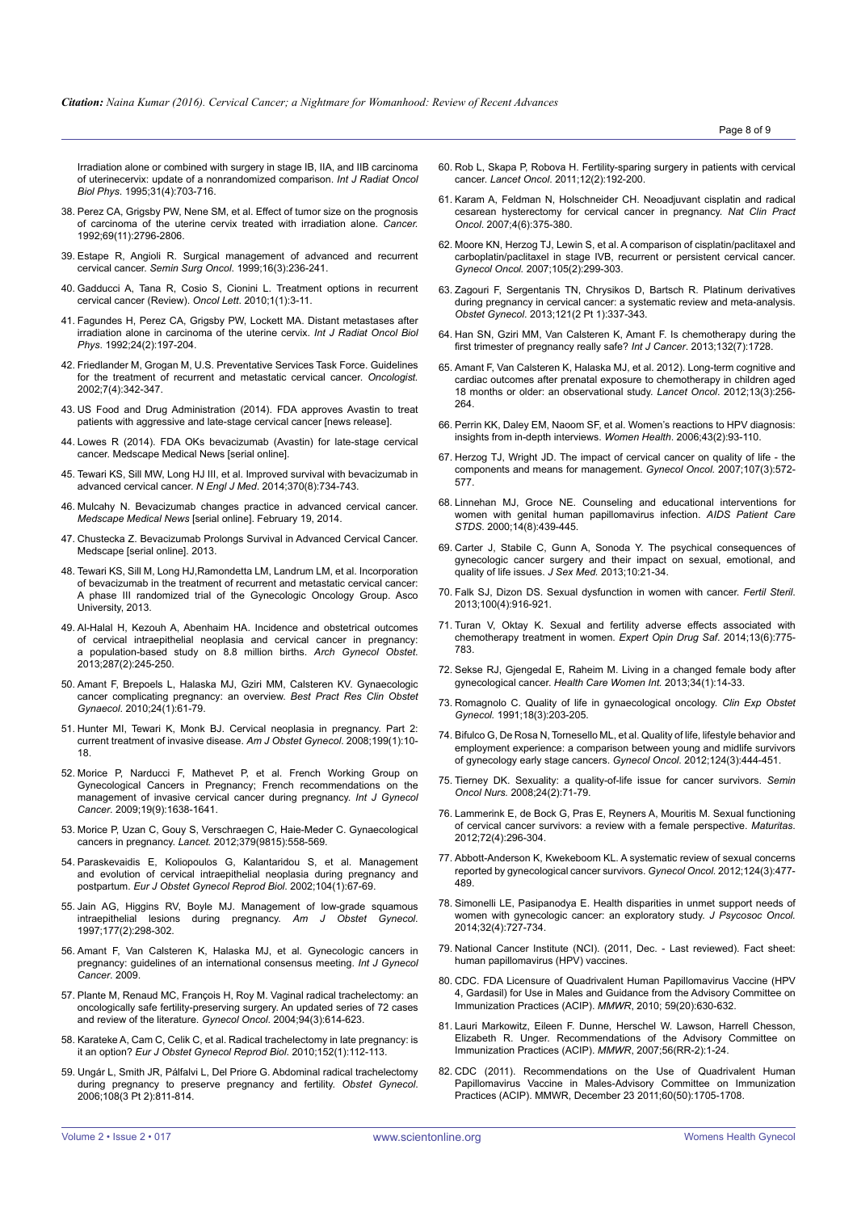Irradiation alone or combined with surgery in stage IB, IIA, and IIB carcinoma of uterinecervix: update of a nonrandomized comparison. *Int J Radiat Oncol Biol Phys*. 1995;31(4):703-716.

38. Perez CA, Grigsby PW, Nene SM, et al. Effect of tumor size on the prognosis of carcinoma of the uterine cervix treated with irradiation alone. *Cancer.* 1992;69(11):2796-2806.

39. Estape R, Angioli R. Surgical management of advanced and recurrent cervical cancer. *Semin Surg Oncol*. 1999;16(3):236-241.

40. Gadducci A, Tana R, Cosio S, Cionini L. Treatment options in recurrent cervical cancer (Review). *Oncol Lett*. 2010;1(1):3-11.

41. Fagundes H, Perez CA, Grigsby PW, Lockett MA. Distant metastases after irradiation alone in carcinoma of the uterine cervix. *Int J Radiat Oncol Biol Phys*. 1992;24(2):197-204.

42. Friedlander M, Grogan M, U.S. Preventative Services Task Force. Guidelines for the treatment of recurrent and metastatic cervical cancer. *Oncologist.* 2002;7(4):342-347.

43. US Food and Drug Administration (2014). FDA approves Avastin to treat patients with aggressive and late-stage cervical cancer [news release].

44. Lowes R (2014). FDA OKs bevacizumab (Avastin) for late-stage cervical cancer. Medscape Medical News [serial online].

45. Tewari KS, Sill MW, Long HJ III, et al. Improved survival with bevacizumab in advanced cervical cancer. *N Engl J Med*. 2014;370(8):734-743.

46. Mulcahy N. Bevacizumab changes practice in advanced cervical cancer. *Medscape Medical News* [serial online]. February 19, 2014.

47. Chustecka Z. Bevacizumab Prolongs Survival in Advanced Cervical Cancer. Medscape [serial online]. 2013.

48. Tewari KS, Sill M, Long HJ,Ramondetta LM, Landrum LM, et al. Incorporation of bevacizumab in the treatment of recurrent and metastatic cervical cancer: A phase III randomized trial of the Gynecologic Oncology Group. Asco University, 2013.

49. Al-Halal H, Kezouh A, Abenhaim HA. Incidence and obstetrical outcomes of cervical intraepithelial neoplasia and cervical cancer in pregnancy: a population-based study on 8.8 million births. *Arch Gynecol Obstet.* 2013;287(2):245-250.

50. Amant F, Brepoels L, Halaska MJ, Gziri MM, Calsteren KV. Gynaecologic cancer complicating pregnancy: an overview. *Best Pract Res Clin Obstet Gynaecol*. 2010;24(1):61-79.

51. Hunter MI, Tewari K, Monk BJ. Cervical neoplasia in pregnancy. Part 2: current treatment of invasive disease. *Am J Obstet Gynecol*. 2008;199(1):10-18.

52. Morice P, Narducci F, Mathevet P, et al. French Working Group on Gynecological Cancers in Pregnancy; French recommendations on the management of invasive cervical cancer during pregnancy. *Int J Gynecol Cancer*. 2009;19(9):1638-1641.

53. Morice P, Uzan C, Gouy S, Verschraegen C, Haie-Meder C. Gynaecological cancers in pregnancy. *Lancet.* 2012;379(9815):558-569.

54. Paraskevaidis E, Koliopoulos G, Kalantaridou S, et al. Management and evolution of cervical intraepithelial neoplasia during pregnancy and postpartum. *Eur J Obstet Gynecol Reprod Biol*. 2002;104(1):67-69.

55. Jain AG, Higgins RV, Boyle MJ. Management of low-grade squamous intraepithelial lesions during pregnancy. *Am J Obstet Gynecol*. 1997;177(2):298-302.

56. Amant F, Van Calsteren K, Halaska MJ, et al. Gynecologic cancers in pregnancy: guidelines of an international consensus meeting. *Int J Gynecol Cancer*. 2009.

57. Plante M, Renaud MC, François H, Roy M. Vaginal radical trachelectomy: an oncologically safe fertility-preserving surgery. An updated series of 72 cases and review of the literature. *Gynecol Oncol*. 2004;94(3):614-623.

58. Karateke A, Cam C, Celik C, et al. Radical trachelectomy in late pregnancy: is it an option? *Eur J Obstet Gynecol Reprod Biol*. 2010;152(1):112-113.

59. Ungár L, Smith JR, Pálfalvi L, Del Priore G. Abdominal radical trachelectomy during pregnancy to preserve pregnancy and fertility. *Obstet Gynecol*. 2006;108(3 Pt 2):811-814.

60. Rob L, Skapa P, Robova H. Fertility-sparing surgery in patients with cervical cancer. *Lancet Oncol*. 2011;12(2):192-200.

61. Karam A, Feldman N, Holschneider CH. Neoadjuvant cisplatin and radical cesarean hysterectomy for cervical cancer in pregnancy. *Nat Clin Pract Oncol*. 2007;4(6):375-380.

62. Moore KN, Herzog TJ, Lewin S, et al. A comparison of cisplatin/paclitaxel and carboplatin/paclitaxel in stage IVB, recurrent or persistent cervical cancer. *Gynecol Oncol.* 2007;105(2):299-303.

63. Zagouri F, Sergentanis TN, Chrysikos D, Bartsch R. Platinum derivatives during pregnancy in cervical cancer: a systematic review and meta-analysis. *Obstet Gynecol*. 2013;121(2 Pt 1):337-343.

64. Han SN, Gziri MM, Van Calsteren K, Amant F. Is chemotherapy during the first trimester of pregnancy really safe? *Int J Cancer*. 2013;132(7):1728.

65. Amant F, Van Calsteren K, Halaska MJ, et al. 2012). Long-term cognitive and cardiac outcomes after prenatal exposure to chemotherapy in children aged 18 months or older: an observational study. *Lancet Oncol*. 2012;13(3):256-264.

66. Perrin KK, Daley EM, Naoom SF, et al. Women's reactions to HPV diagnosis: insights from in-depth interviews. *Women Health*. 2006;43(2):93-110.

67. Herzog TJ, Wright JD. The impact of cervical cancer on quality of life - the components and means for management. *Gynecol Oncol.* 2007;107(3):572-577.

68. Linnehan MJ, Groce NE. Counseling and educational interventions for women with genital human papillomavirus infection. *AIDS Patient Care STDS*. 2000;14(8):439-445.

69. Carter J, Stabile C, Gunn A, Sonoda Y. The psychical consequences of gynecologic cancer surgery and their impact on sexual, emotional, and quality of life issues. *J Sex Med.* 2013;10:21-34.

70. Falk SJ, Dizon DS. Sexual dysfunction in women with cancer. *Fertil Steril*. 2013;100(4):916-921.

71. Turan V, Oktay K. Sexual and fertility adverse effects associated with chemotherapy treatment in women. *Expert Opin Drug Saf*. 2014;13(6):775-783.

72. Sekse RJ, Gjengedal E, Raheim M. Living in a changed female body after gynecological cancer. *Health Care Women Int.* 2013;34(1):14-33.

73. Romagnolo C. Quality of life in gynaecological oncology. *Clin Exp Obstet Gynecol.* 1991;18(3):203-205.

74. Bifulco G, De Rosa N, Tornesello ML, et al. Quality of life, lifestyle behavior and employment experience: a comparison between young and midlife survivors of gynecology early stage cancers. *Gynecol Oncol.* 2012;124(3):444-451.

75. Tierney DK. Sexuality: a quality-of-life issue for cancer survivors. *Semin Oncol Nurs.* 2008;24(2):71-79.

76. Lammerink E, de Bock G, Pras E, Reyners A, Mouritis M. Sexual functioning of cervical cancer survivors: a review with a female perspective. *Maturitas*. 2012;72(4):296-304.

77. Abbott-Anderson K, Kwekeboom KL. A systematic review of sexual concerns reported by gynecological cancer survivors. *Gynecol Oncol.* 2012;124(3):477-489.

78. Simonelli LE, Pasipanodya E. Health disparities in unmet support needs of women with gynecologic cancer: an exploratory study. *J Psycosoc Oncol.* 2014;32(4):727-734.

79. National Cancer Institute (NCI). (2011, Dec. - Last reviewed). Fact sheet: human papillomavirus (HPV) vaccines.

80. CDC. FDA Licensure of Quadrivalent Human Papillomavirus Vaccine (HPV 4, Gardasil) for Use in Males and Guidance from the Advisory Committee on Immunization Practices (ACIP). *MMWR*, 2010; 59(20):630-632.

81. Lauri Markowitz, Eileen F. Dunne, Herschel W. Lawson, Harrell Chesson, Elizabeth R. Unger. Recommendations of the Advisory Committee on Immunization Practices (ACIP). *MMWR*, 2007;56(RR-2):1-24.

82. CDC (2011). Recommendations on the Use of Quadrivalent Human Papillomavirus Vaccine in Males-Advisory Committee on Immunization Practices (ACIP). MMWR, December 23 2011;60(50):1705-1708.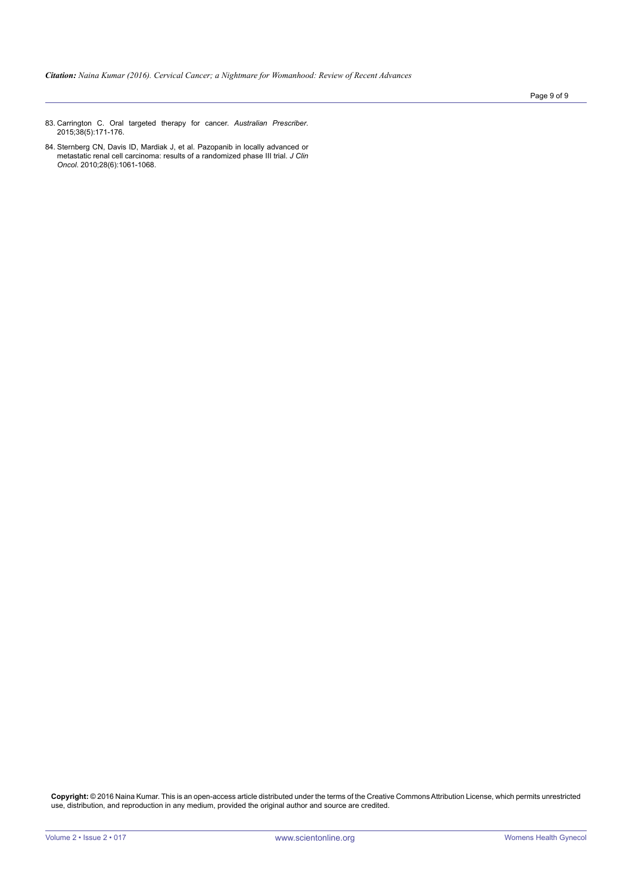83. Carrington C. Oral targeted therapy for cancer. *Australian Prescriber*. 2015;38(5):171-176.

84. Sternberg CN, Davis ID, Mardiak J, et al. Pazopanib in locally advanced or metastatic renal cell carcinoma: results of a randomized phase III trial. *J Clin Oncol*. 2010;28(6):1061-1068.

**Copyright:** © 2016 Naina Kumar. This is an open-access article distributed under the terms of the Creative Commons Attribution License, which permits unrestricted use, distribution, and reproduction in any medium, provided the original author and source are credited.